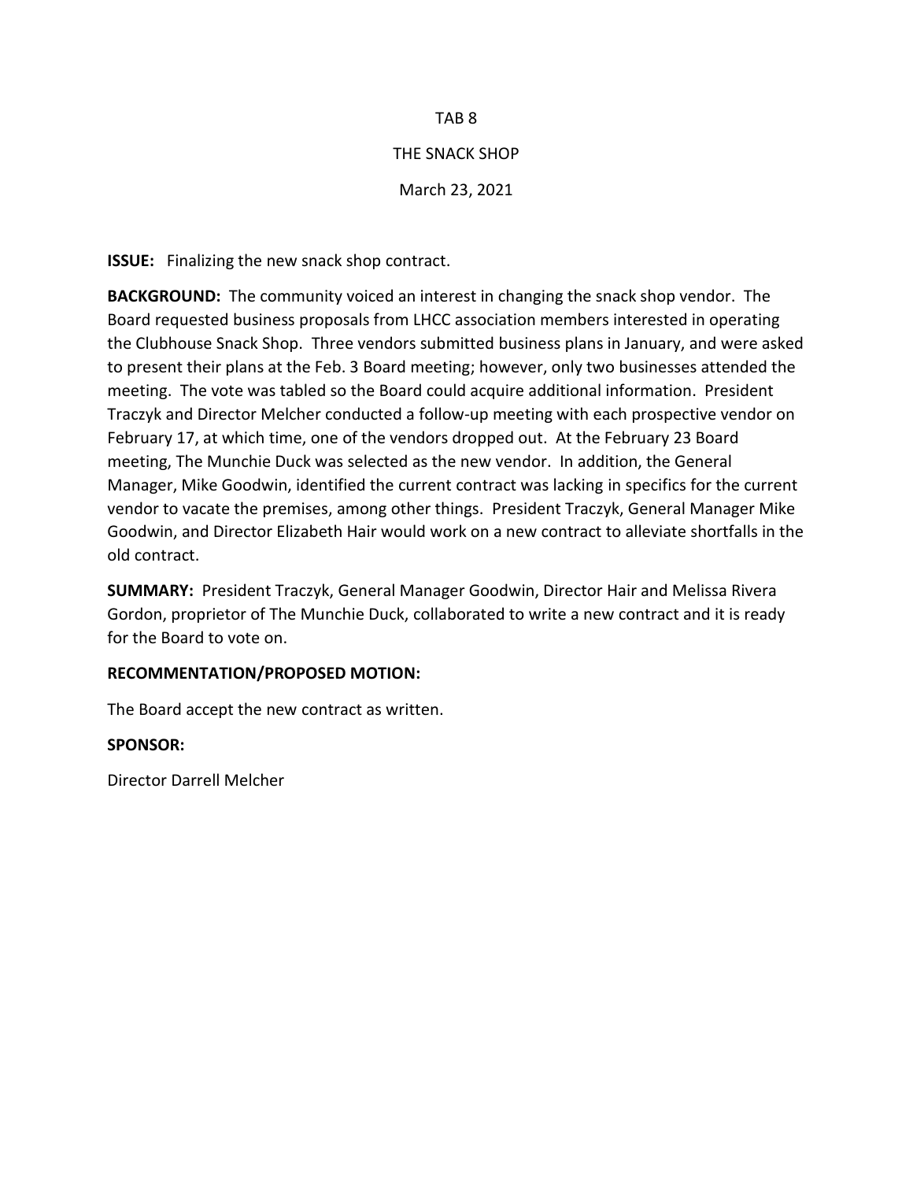TAB 8

THE SNACK SHOP

March 23, 2021

**ISSUE:** Finalizing the new snack shop contract.

**BACKGROUND:** The community voiced an interest in changing the snack shop vendor. The Board requested business proposals from LHCC association members interested in operating the Clubhouse Snack Shop. Three vendors submitted business plans in January, and were asked to present their plans at the Feb. 3 Board meeting; however, only two businesses attended the meeting. The vote was tabled so the Board could acquire additional information. President Traczyk and Director Melcher conducted a follow-up meeting with each prospective vendor on February 17, at which time, one of the vendors dropped out. At the February 23 Board meeting, The Munchie Duck was selected as the new vendor. In addition, the General Manager, Mike Goodwin, identified the current contract was lacking in specifics for the current vendor to vacate the premises, among other things. President Traczyk, General Manager Mike Goodwin, and Director Elizabeth Hair would work on a new contract to alleviate shortfalls in the old contract.

**SUMMARY:** President Traczyk, General Manager Goodwin, Director Hair and Melissa Rivera Gordon, proprietor of The Munchie Duck, collaborated to write a new contract and it is ready for the Board to vote on.

**RECOMMENTATION/PROPOSED MOTION:**

The Board accept the new contract as written.

**SPONSOR:**

Director Darrell Melcher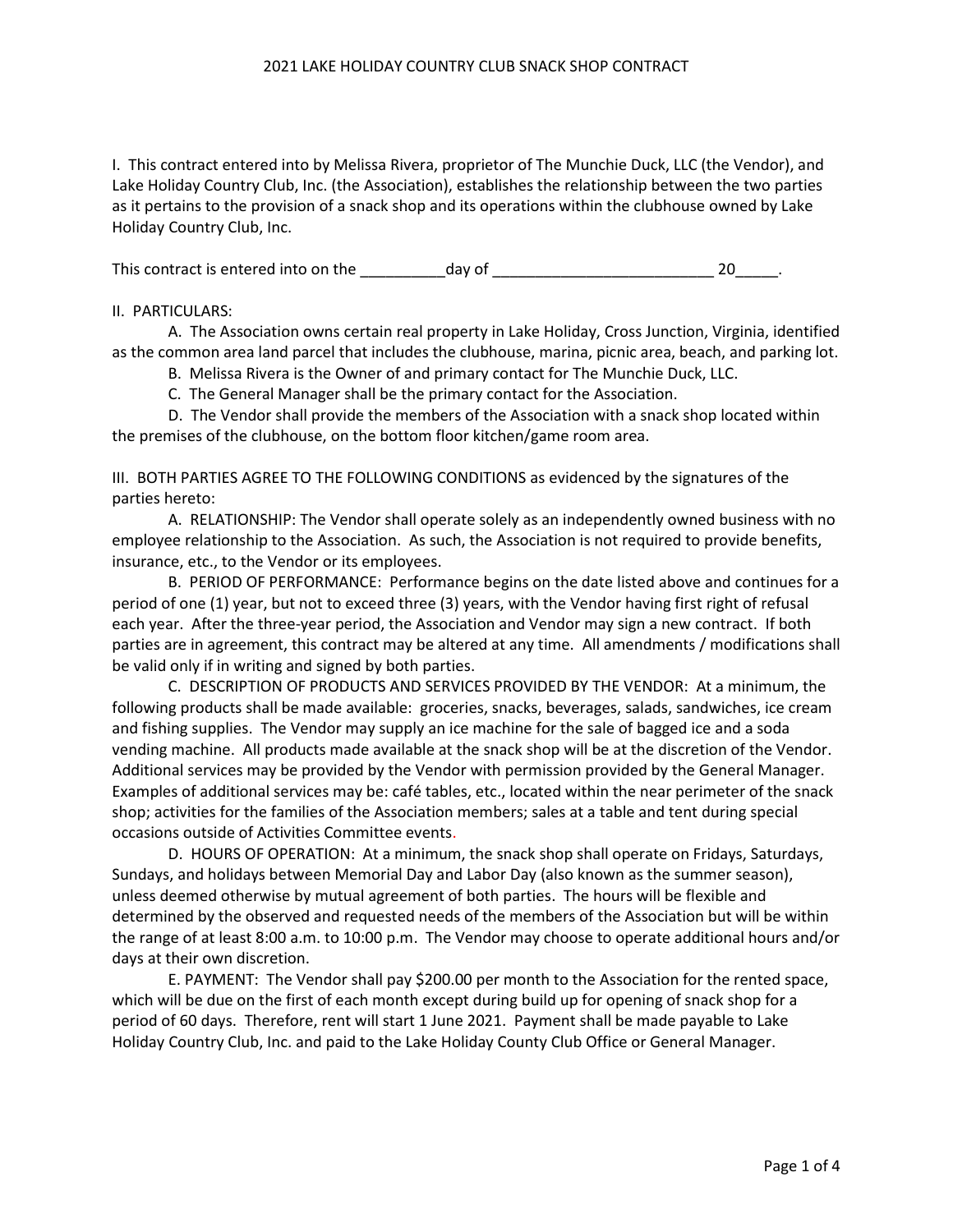# 2021 LAKE HOLIDAY COUNTRY CLUB SNACK SHOP CONTRACT

I. This contract entered into by Melissa Rivera, proprietor of The Munchie Duck, LLC (the Vendor), and Lake Holiday Country Club, Inc. (the Association), establishes the relationship between the two parties as it pertains to the provision of a snack shop and its operations within the clubhouse owned by Lake Holiday Country Club, Inc.

This contract is entered into on the __________day of __________________________ 20_____.

II. PARTICULARS:

A. The Association owns certain real property in Lake Holiday, Cross Junction, Virginia, identified as the common area land parcel that includes the clubhouse, marina, picnic area, beach, and parking lot.

B. Melissa Rivera is the Owner of and primary contact for The Munchie Duck, LLC.

C. The General Manager shall be the primary contact for the Association.

D. The Vendor shall provide the members of the Association with a snack shop located within the premises of the clubhouse, on the bottom floor kitchen/game room area.

III. BOTH PARTIES AGREE TO THE FOLLOWING CONDITIONS as evidenced by the signatures of the parties hereto:

A. RELATIONSHIP: The Vendor shall operate solely as an independently owned business with no employee relationship to the Association. As such, the Association is not required to provide benefits, insurance, etc., to the Vendor or its employees.

B. PERIOD OF PERFORMANCE: Performance begins on the date listed above and continues for a period of one (1) year, but not to exceed three (3) years, with the Vendor having first right of refusal each year. After the three-year period, the Association and Vendor may sign a new contract. If both parties are in agreement, this contract may be altered at any time. All amendments / modifications shall be valid only if in writing and signed by both parties.

C. DESCRIPTION OF PRODUCTS AND SERVICES PROVIDED BY THE VENDOR: At a minimum, the following products shall be made available: groceries, snacks, beverages, salads, sandwiches, ice cream and fishing supplies. The Vendor may supply an ice machine for the sale of bagged ice and a soda vending machine. All products made available at the snack shop will be at the discretion of the Vendor. Additional services may be provided by the Vendor with permission provided by the General Manager. Examples of additional services may be: café tables, etc., located within the near perimeter of the snack shop; activities for the families of the Association members; sales at a table and tent during special occasions outside of Activities Committee events.

D. HOURS OF OPERATION: At a minimum, the snack shop shall operate on Fridays, Saturdays, Sundays, and holidays between Memorial Day and Labor Day (also known as the summer season), unless deemed otherwise by mutual agreement of both parties. The hours will be flexible and determined by the observed and requested needs of the members of the Association but will be within the range of at least 8:00 a.m. to 10:00 p.m. The Vendor may choose to operate additional hours and/or days at their own discretion.

E. PAYMENT: The Vendor shall pay $200.00 per month to the Association for the rented space, which will be due on the first of each month except during build up for opening of snack shop for a period of 60 days. Therefore, rent will start 1 June 2021. Payment shall be made payable to Lake Holiday Country Club, Inc. and paid to the Lake Holiday County Club Office or General Manager.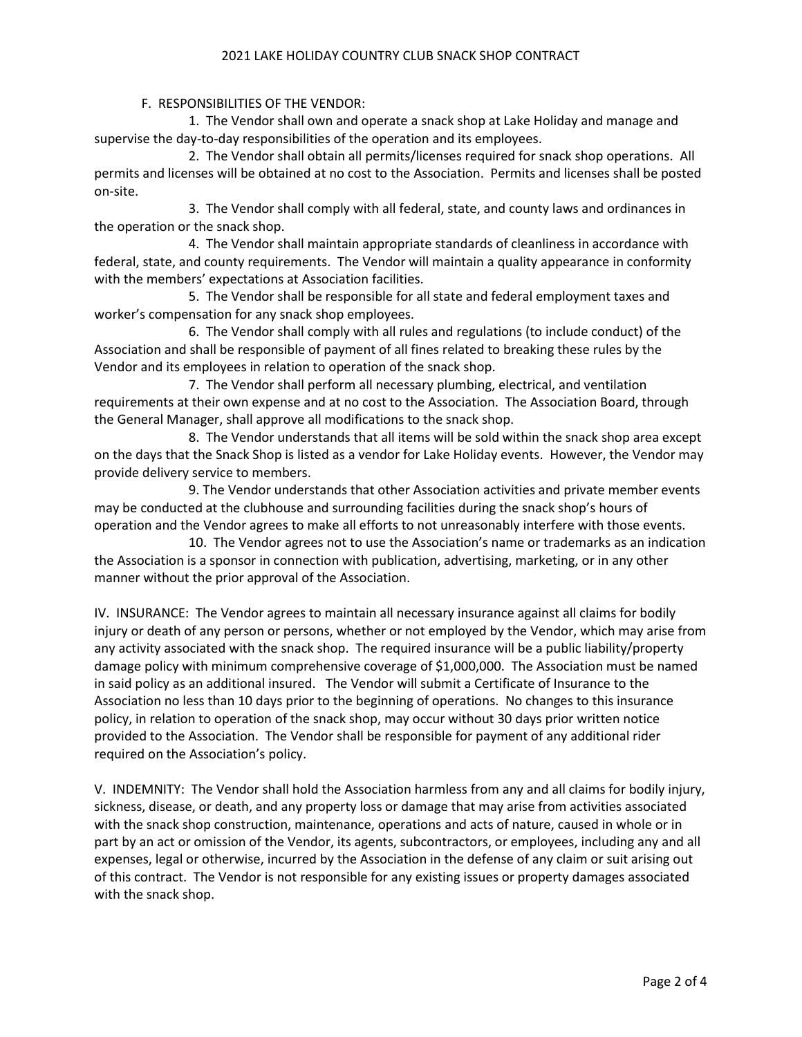F. RESPONSIBILITIES OF THE VENDOR:

1. The Vendor shall own and operate a snack shop at Lake Holiday and manage and supervise the day-to-day responsibilities of the operation and its employees.

2. The Vendor shall obtain all permits/licenses required for snack shop operations. All permits and licenses will be obtained at no cost to the Association. Permits and licenses shall be posted on-site.

3. The Vendor shall comply with all federal, state, and county laws and ordinances in the operation or the snack shop.

4. The Vendor shall maintain appropriate standards of cleanliness in accordance with federal, state, and county requirements. The Vendor will maintain a quality appearance in conformity with the members' expectations at Association facilities.

5. The Vendor shall be responsible for all state and federal employment taxes and worker's compensation for any snack shop employees.

6. The Vendor shall comply with all rules and regulations (to include conduct) of the Association and shall be responsible of payment of all fines related to breaking these rules by the Vendor and its employees in relation to operation of the snack shop.

7. The Vendor shall perform all necessary plumbing, electrical, and ventilation requirements at their own expense and at no cost to the Association. The Association Board, through the General Manager, shall approve all modifications to the snack shop.

8. The Vendor understands that all items will be sold within the snack shop area except on the days that the Snack Shop is listed as a vendor for Lake Holiday events. However, the Vendor may provide delivery service to members.

9. The Vendor understands that other Association activities and private member events may be conducted at the clubhouse and surrounding facilities during the snack shop's hours of operation and the Vendor agrees to make all efforts to not unreasonably interfere with those events.

10. The Vendor agrees not to use the Association's name or trademarks as an indication the Association is a sponsor in connection with publication, advertising, marketing, or in any other manner without the prior approval of the Association.

IV. INSURANCE: The Vendor agrees to maintain all necessary insurance against all claims for bodily injury or death of any person or persons, whether or not employed by the Vendor, which may arise from any activity associated with the snack shop. The required insurance will be a public liability/property damage policy with minimum comprehensive coverage of $1,000,000. The Association must be named in said policy as an additional insured. The Vendor will submit a Certificate of Insurance to the Association no less than 10 days prior to the beginning of operations. No changes to this insurance policy, in relation to operation of the snack shop, may occur without 30 days prior written notice provided to the Association. The Vendor shall be responsible for payment of any additional rider required on the Association's policy.

V. INDEMNITY: The Vendor shall hold the Association harmless from any and all claims for bodily injury, sickness, disease, or death, and any property loss or damage that may arise from activities associated with the snack shop construction, maintenance, operations and acts of nature, caused in whole or in part by an act or omission of the Vendor, its agents, subcontractors, or employees, including any and all expenses, legal or otherwise, incurred by the Association in the defense of any claim or suit arising out of this contract. The Vendor is not responsible for any existing issues or property damages associated with the snack shop.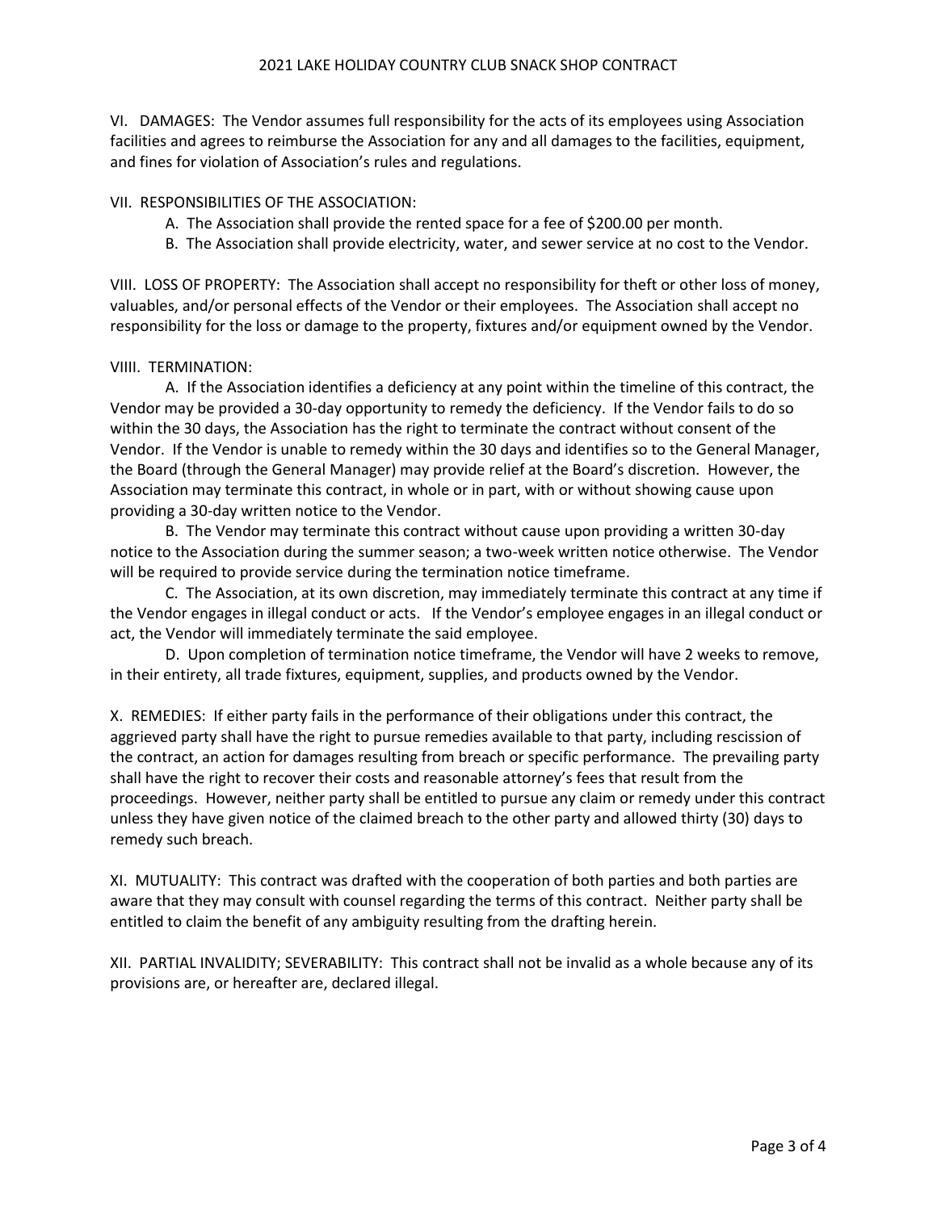VI. DAMAGES: The Vendor assumes full responsibility for the acts of its employees using Association facilities and agrees to reimburse the Association for any and all damages to the facilities, equipment, and fines for violation of Association's rules and regulations.

VII. RESPONSIBILITIES OF THE ASSOCIATION:

A. The Association shall provide the rented space for a fee of $200.00 per month.

B. The Association shall provide electricity, water, and sewer service at no cost to the Vendor.

VIII. LOSS OF PROPERTY: The Association shall accept no responsibility for theft or other loss of money, valuables, and/or personal effects of the Vendor or their employees. The Association shall accept no responsibility for the loss or damage to the property, fixtures and/or equipment owned by the Vendor.

VIIII. TERMINATION:

A. If the Association identifies a deficiency at any point within the timeline of this contract, the Vendor may be provided a 30-day opportunity to remedy the deficiency. If the Vendor fails to do so within the 30 days, the Association has the right to terminate the contract without consent of the Vendor. If the Vendor is unable to remedy within the 30 days and identifies so to the General Manager, the Board (through the General Manager) may provide relief at the Board's discretion. However, the Association may terminate this contract, in whole or in part, with or without showing cause upon providing a 30-day written notice to the Vendor.

B. The Vendor may terminate this contract without cause upon providing a written 30-day notice to the Association during the summer season; a two-week written notice otherwise. The Vendor will be required to provide service during the termination notice timeframe.

C. The Association, at its own discretion, may immediately terminate this contract at any time if the Vendor engages in illegal conduct or acts. If the Vendor's employee engages in an illegal conduct or act, the Vendor will immediately terminate the said employee.

D. Upon completion of termination notice timeframe, the Vendor will have 2 weeks to remove, in their entirety, all trade fixtures, equipment, supplies, and products owned by the Vendor.

X. REMEDIES: If either party fails in the performance of their obligations under this contract, the aggrieved party shall have the right to pursue remedies available to that party, including rescission of the contract, an action for damages resulting from breach or specific performance. The prevailing party shall have the right to recover their costs and reasonable attorney's fees that result from the proceedings. However, neither party shall be entitled to pursue any claim or remedy under this contract unless they have given notice of the claimed breach to the other party and allowed thirty (30) days to remedy such breach.

XI. MUTUALITY: This contract was drafted with the cooperation of both parties and both parties are aware that they may consult with counsel regarding the terms of this contract. Neither party shall be entitled to claim the benefit of any ambiguity resulting from the drafting herein.

XII. PARTIAL INVALIDITY; SEVERABILITY: This contract shall not be invalid as a whole because any of its provisions are, or hereafter are, declared illegal.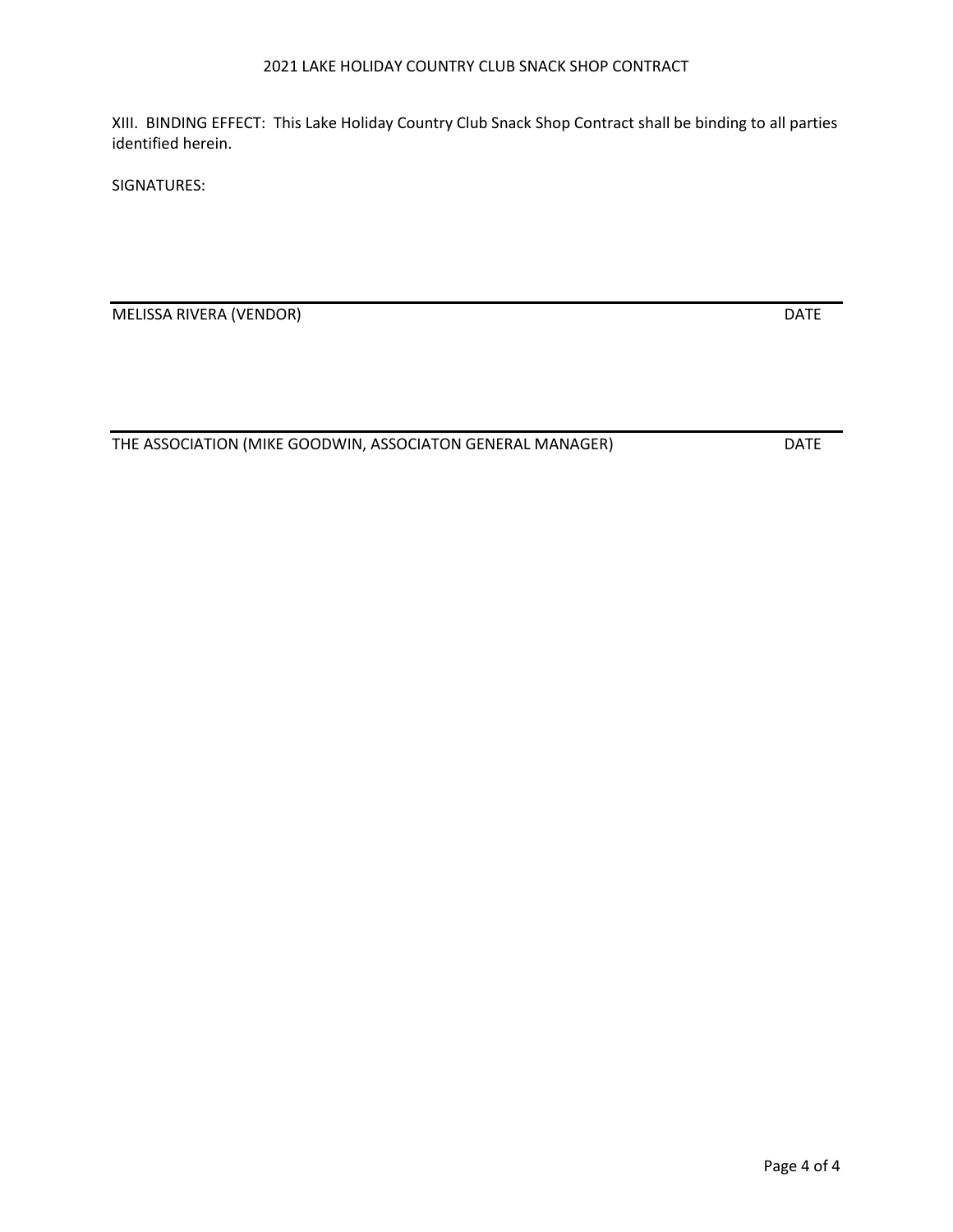XIII. BINDING EFFECT: This Lake Holiday Country Club Snack Shop Contract shall be binding to all parties identified herein.

SIGNATURES:

MELISSA RIVERA (VENDOR) DATE

THE ASSOCIATION (MIKE GOODWIN, ASSOCIATON GENERAL MANAGER) DATE